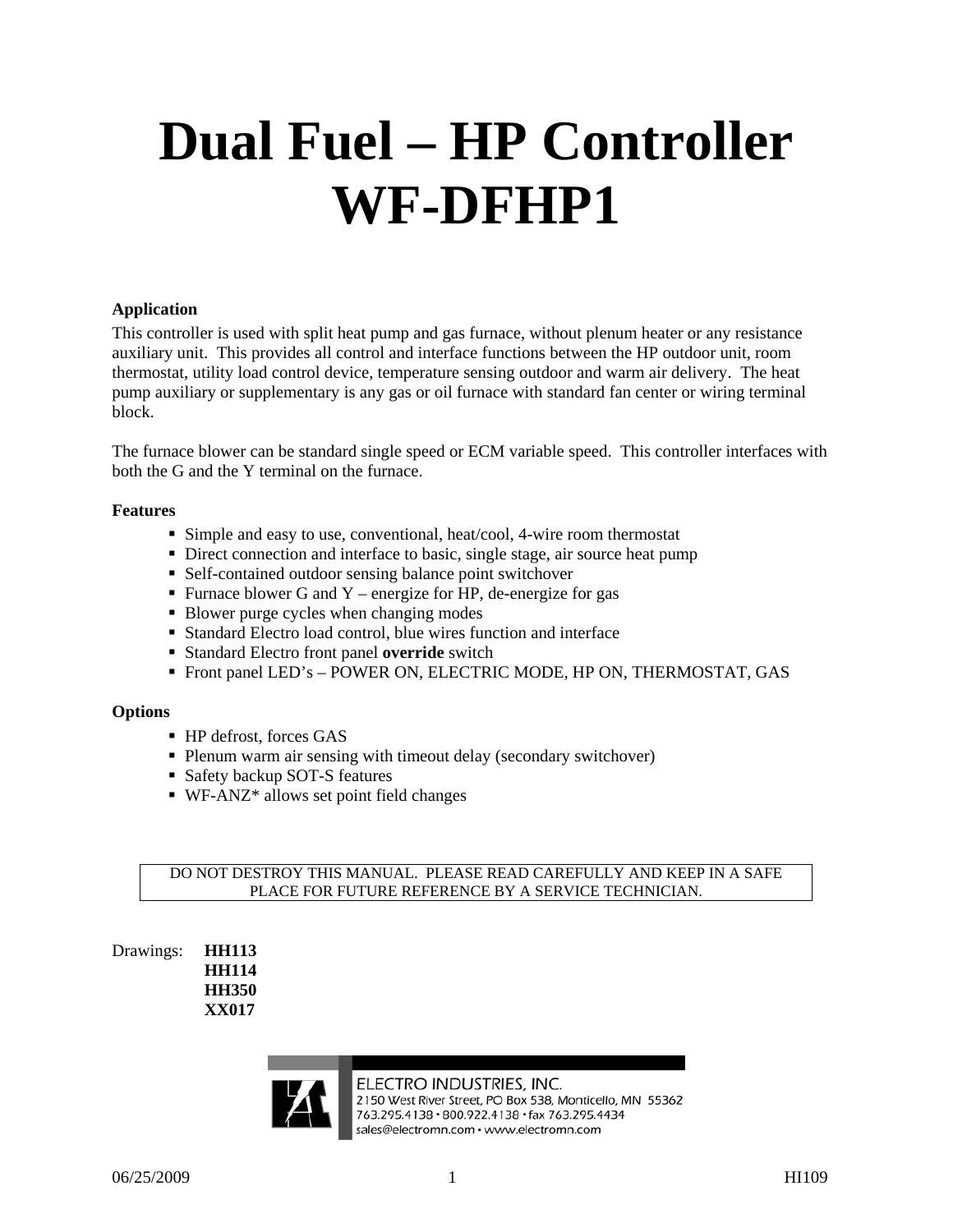# Dual Fuel – HP Controller WF-DFHP1

**Application**

This controller is used with split heat pump and gas furnace, without plenum heater or any resistance auxiliary unit. This provides all control and interface functions between the HP outdoor unit, room thermostat, utility load control device, temperature sensing outdoor and warm air delivery. The heat pump auxiliary or supplementary is any gas or oil furnace with standard fan center or wiring terminal block.

The furnace blower can be standard single speed or ECM variable speed. This controller interfaces with both the G and the Y terminal on the furnace.

**Features**

- Simple and easy to use, conventional, heat/cool, 4-wire room thermostat
- Direct connection and interface to basic, single stage, air source heat pump
- Self-contained outdoor sensing balance point switchover
- Furnace blower G and Y – energize for HP, de-energize for gas
- Blower purge cycles when changing modes
- Standard Electro load control, blue wires function and interface
- Standard Electro front panel **override** switch
- Front panel LED's – POWER ON, ELECTRIC MODE, HP ON, THERMOSTAT, GAS

**Options**

- HP defrost, forces GAS
- Plenum warm air sensing with timeout delay (secondary switchover)
- Safety backup SOT-S features
- WF-ANZ* allows set point field changes

DO NOT DESTROY THIS MANUAL. PLEASE READ CAREFULLY AND KEEP IN A SAFE PLACE FOR FUTURE REFERENCE BY A SERVICE TECHNICIAN.

Drawings: **HH113**
**HH114**
**HH350**
**XX017**

ELECTRO INDUSTRIES, INC.
2150 West River Street, PO Box 538, Monticello, MN 55362
763.295.4138 • 800.922.4138 • fax 763.295.4434
sales@electromn.com • www.electromn.com

06/25/2009 HI109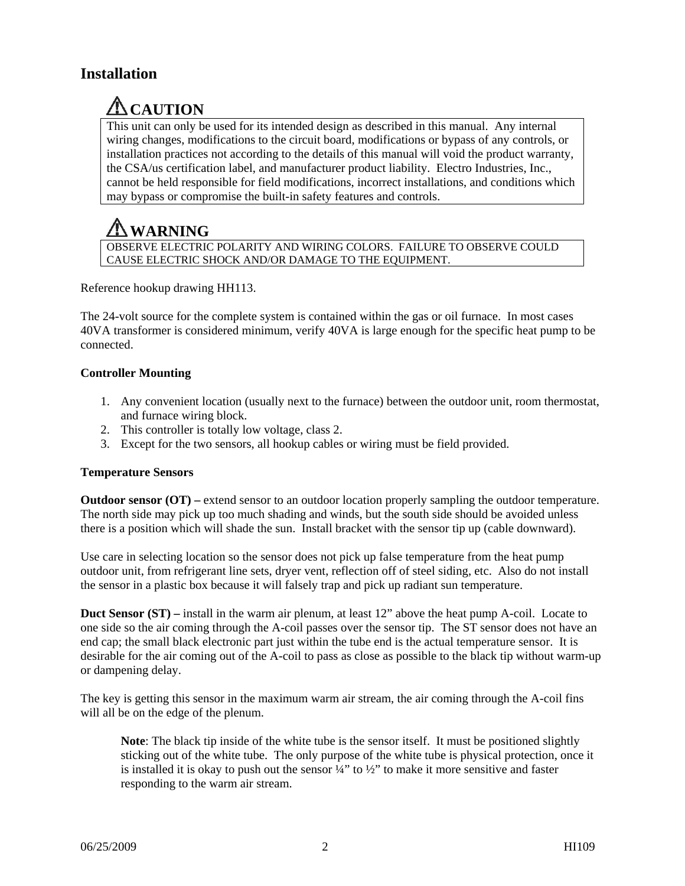## Installation

### ⚠ CAUTION

This unit can only be used for its intended design as described in this manual. Any internal wiring changes, modifications to the circuit board, modifications or bypass of any controls, or installation practices not according to the details of this manual will void the product warranty, the CSA/us certification label, and manufacturer product liability. Electro Industries, Inc., cannot be held responsible for field modifications, incorrect installations, and conditions which may bypass or compromise the built-in safety features and controls.

### ⚠ WARNING

OBSERVE ELECTRIC POLARITY AND WIRING COLORS. FAILURE TO OBSERVE COULD CAUSE ELECTRIC SHOCK AND/OR DAMAGE TO THE EQUIPMENT.

Reference hookup drawing HH113.

The 24-volt source for the complete system is contained within the gas or oil furnace. In most cases 40VA transformer is considered minimum, verify 40VA is large enough for the specific heat pump to be connected.

**Controller Mounting**

1. Any convenient location (usually next to the furnace) between the outdoor unit, room thermostat, and furnace wiring block.
2. This controller is totally low voltage, class 2.
3. Except for the two sensors, all hookup cables or wiring must be field provided.

**Temperature Sensors**

**Outdoor sensor (OT) –** extend sensor to an outdoor location properly sampling the outdoor temperature. The north side may pick up too much shading and winds, but the south side should be avoided unless there is a position which will shade the sun. Install bracket with the sensor tip up (cable downward).

Use care in selecting location so the sensor does not pick up false temperature from the heat pump outdoor unit, from refrigerant line sets, dryer vent, reflection off of steel siding, etc. Also do not install the sensor in a plastic box because it will falsely trap and pick up radiant sun temperature.

**Duct Sensor (ST) –** install in the warm air plenum, at least 12" above the heat pump A-coil. Locate to one side so the air coming through the A-coil passes over the sensor tip. The ST sensor does not have an end cap; the small black electronic part just within the tube end is the actual temperature sensor. It is desirable for the air coming out of the A-coil to pass as close as possible to the black tip without warm-up or dampening delay.

The key is getting this sensor in the maximum warm air stream, the air coming through the A-coil fins will all be on the edge of the plenum.

> **Note**: The black tip inside of the white tube is the sensor itself. It must be positioned slightly sticking out of the white tube. The only purpose of the white tube is physical protection, once it is installed it is okay to push out the sensor ¼" to ½" to make it more sensitive and faster responding to the warm air stream.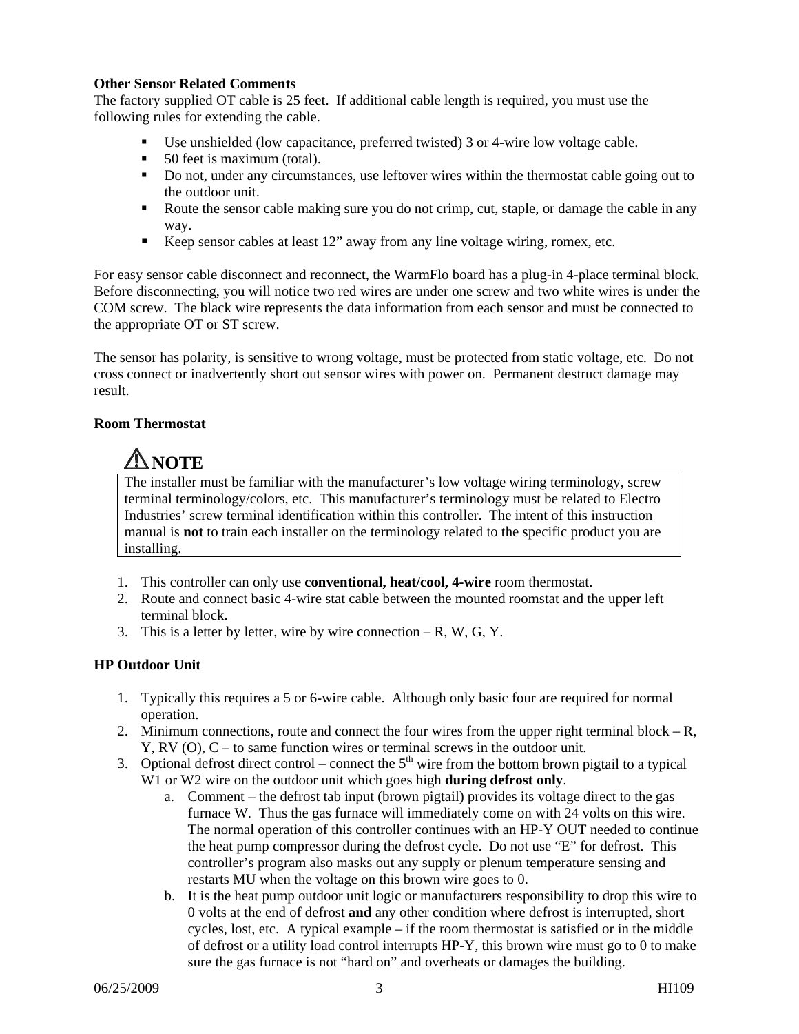**Other Sensor Related Comments**

The factory supplied OT cable is 25 feet. If additional cable length is required, you must use the following rules for extending the cable.

- Use unshielded (low capacitance, preferred twisted) 3 or 4-wire low voltage cable.
- 50 feet is maximum (total).
- Do not, under any circumstances, use leftover wires within the thermostat cable going out to the outdoor unit.
- Route the sensor cable making sure you do not crimp, cut, staple, or damage the cable in any way.
- Keep sensor cables at least 12" away from any line voltage wiring, romex, etc.

For easy sensor cable disconnect and reconnect, the WarmFlo board has a plug-in 4-place terminal block. Before disconnecting, you will notice two red wires are under one screw and two white wires is under the COM screw. The black wire represents the data information from each sensor and must be connected to the appropriate OT or ST screw.

The sensor has polarity, is sensitive to wrong voltage, must be protected from static voltage, etc. Do not cross connect or inadvertently short out sensor wires with power on. Permanent destruct damage may result.

**Room Thermostat**

> ⚠ **NOTE**
>
> The installer must be familiar with the manufacturer's low voltage wiring terminology, screw terminal terminology/colors, etc. This manufacturer's terminology must be related to Electro Industries' screw terminal identification within this controller. The intent of this instruction manual is **not** to train each installer on the terminology related to the specific product you are installing.

1. This controller can only use **conventional, heat/cool, 4-wire** room thermostat.
2. Route and connect basic 4-wire stat cable between the mounted roomstat and the upper left terminal block.
3. This is a letter by letter, wire by wire connection – R, W, G, Y.

**HP Outdoor Unit**

1. Typically this requires a 5 or 6-wire cable. Although only basic four are required for normal operation.
2. Minimum connections, route and connect the four wires from the upper right terminal block – R, Y, RV (O), C – to same function wires or terminal screws in the outdoor unit.
3. Optional defrost direct control – connect the 5th wire from the bottom brown pigtail to a typical W1 or W2 wire on the outdoor unit which goes high **during defrost only**.
   a. Comment – the defrost tab input (brown pigtail) provides its voltage direct to the gas furnace W. Thus the gas furnace will immediately come on with 24 volts on this wire. The normal operation of this controller continues with an HP-Y OUT needed to continue the heat pump compressor during the defrost cycle. Do not use "E" for defrost. This controller's program also masks out any supply or plenum temperature sensing and restarts MU when the voltage on this brown wire goes to 0.
   b. It is the heat pump outdoor unit logic or manufacturers responsibility to drop this wire to 0 volts at the end of defrost **and** any other condition where defrost is interrupted, short cycles, lost, etc. A typical example – if the room thermostat is satisfied or in the middle of defrost or a utility load control interrupts HP-Y, this brown wire must go to 0 to make sure the gas furnace is not "hard on" and overheats or damages the building.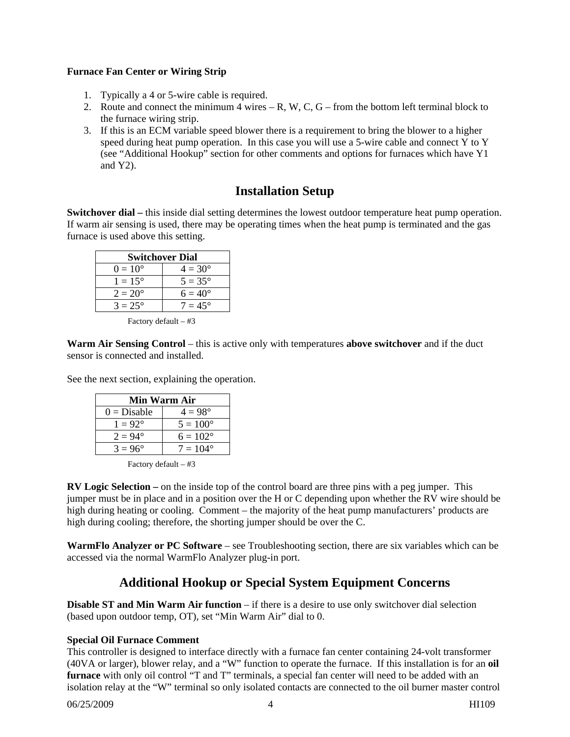**Furnace Fan Center or Wiring Strip**

1. Typically a 4 or 5-wire cable is required.
2. Route and connect the minimum 4 wires – R, W, C, G – from the bottom left terminal block to the furnace wiring strip.
3. If this is an ECM variable speed blower there is a requirement to bring the blower to a higher speed during heat pump operation. In this case you will use a 5-wire cable and connect Y to Y (see "Additional Hookup" section for other comments and options for furnaces which have Y1 and Y2).

## Installation Setup

**Switchover dial –** this inside dial setting determines the lowest outdoor temperature heat pump operation. If warm air sensing is used, there may be operating times when the heat pump is terminated and the gas furnace is used above this setting.

| Switchover Dial | |
|---|---|
| 0 = 10° | 4 = 30° |
| 1 = 15° | 5 = 35° |
| 2 = 20° | 6 = 40° |
| 3 = 25° | 7 = 45° |

Factory default – #3

**Warm Air Sensing Control** – this is active only with temperatures **above switchover** and if the duct sensor is connected and installed.

See the next section, explaining the operation.

| Min Warm Air | |
|---|---|
| 0 = Disable | 4 = 98° |
| 1 = 92° | 5 = 100° |
| 2 = 94° | 6 = 102° |
| 3 = 96° | 7 = 104° |

Factory default – #3

**RV Logic Selection –** on the inside top of the control board are three pins with a peg jumper. This jumper must be in place and in a position over the H or C depending upon whether the RV wire should be high during heating or cooling. Comment – the majority of the heat pump manufacturers' products are high during cooling; therefore, the shorting jumper should be over the C.

**WarmFlo Analyzer or PC Software** – see Troubleshooting section, there are six variables which can be accessed via the normal WarmFlo Analyzer plug-in port.

## Additional Hookup or Special System Equipment Concerns

**Disable ST and Min Warm Air function** – if there is a desire to use only switchover dial selection (based upon outdoor temp, OT), set "Min Warm Air" dial to 0.

**Special Oil Furnace Comment**
This controller is designed to interface directly with a furnace fan center containing 24-volt transformer (40VA or larger), blower relay, and a "W" function to operate the furnace. If this installation is for an **oil furnace** with only oil control "T and T" terminals, a special fan center will need to be added with an isolation relay at the "W" terminal so only isolated contacts are connected to the oil burner master control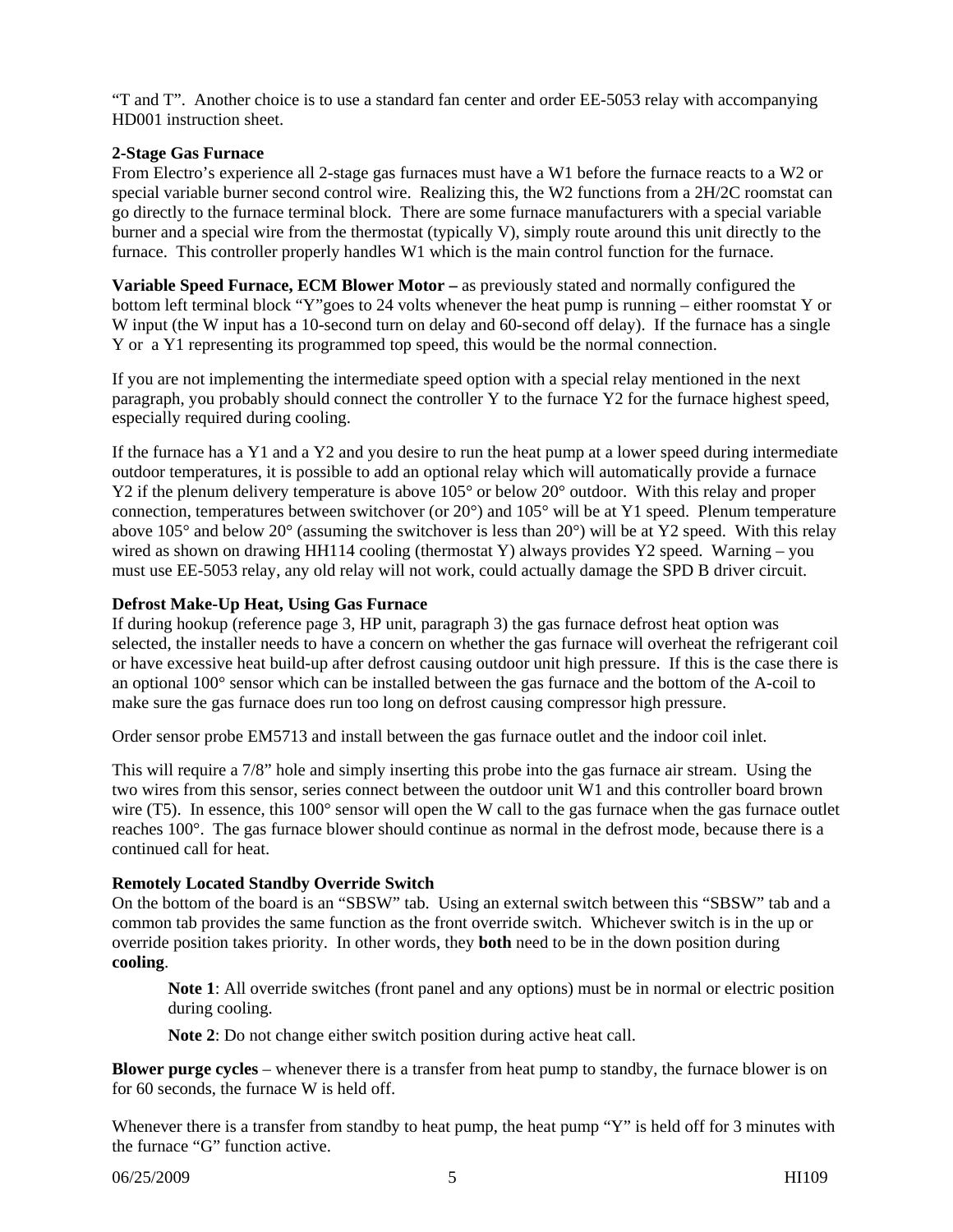"T and T". Another choice is to use a standard fan center and order EE-5053 relay with accompanying HD001 instruction sheet.

**2-Stage Gas Furnace**

From Electro's experience all 2-stage gas furnaces must have a W1 before the furnace reacts to a W2 or special variable burner second control wire. Realizing this, the W2 functions from a 2H/2C roomstat can go directly to the furnace terminal block. There are some furnace manufacturers with a special variable burner and a special wire from the thermostat (typically V), simply route around this unit directly to the furnace. This controller properly handles W1 which is the main control function for the furnace.

**Variable Speed Furnace, ECM Blower Motor –** as previously stated and normally configured the bottom left terminal block "Y"goes to 24 volts whenever the heat pump is running – either roomstat Y or W input (the W input has a 10-second turn on delay and 60-second off delay). If the furnace has a single Y or a Y1 representing its programmed top speed, this would be the normal connection.

If you are not implementing the intermediate speed option with a special relay mentioned in the next paragraph, you probably should connect the controller Y to the furnace Y2 for the furnace highest speed, especially required during cooling.

If the furnace has a Y1 and a Y2 and you desire to run the heat pump at a lower speed during intermediate outdoor temperatures, it is possible to add an optional relay which will automatically provide a furnace Y2 if the plenum delivery temperature is above 105° or below 20° outdoor. With this relay and proper connection, temperatures between switchover (or 20°) and 105° will be at Y1 speed. Plenum temperature above 105° and below 20° (assuming the switchover is less than 20°) will be at Y2 speed. With this relay wired as shown on drawing HH114 cooling (thermostat Y) always provides Y2 speed. Warning – you must use EE-5053 relay, any old relay will not work, could actually damage the SPD B driver circuit.

**Defrost Make-Up Heat, Using Gas Furnace**

If during hookup (reference page 3, HP unit, paragraph 3) the gas furnace defrost heat option was selected, the installer needs to have a concern on whether the gas furnace will overheat the refrigerant coil or have excessive heat build-up after defrost causing outdoor unit high pressure. If this is the case there is an optional 100° sensor which can be installed between the gas furnace and the bottom of the A-coil to make sure the gas furnace does run too long on defrost causing compressor high pressure.

Order sensor probe EM5713 and install between the gas furnace outlet and the indoor coil inlet.

This will require a 7/8" hole and simply inserting this probe into the gas furnace air stream. Using the two wires from this sensor, series connect between the outdoor unit W1 and this controller board brown wire (T5). In essence, this 100° sensor will open the W call to the gas furnace when the gas furnace outlet reaches 100°. The gas furnace blower should continue as normal in the defrost mode, because there is a continued call for heat.

**Remotely Located Standby Override Switch**

On the bottom of the board is an "SBSW" tab. Using an external switch between this "SBSW" tab and a common tab provides the same function as the front override switch. Whichever switch is in the up or override position takes priority. In other words, they **both** need to be in the down position during **cooling**.

> **Note 1**: All override switches (front panel and any options) must be in normal or electric position during cooling.
>
> **Note 2**: Do not change either switch position during active heat call.

**Blower purge cycles** – whenever there is a transfer from heat pump to standby, the furnace blower is on for 60 seconds, the furnace W is held off.

Whenever there is a transfer from standby to heat pump, the heat pump "Y" is held off for 3 minutes with the furnace "G" function active.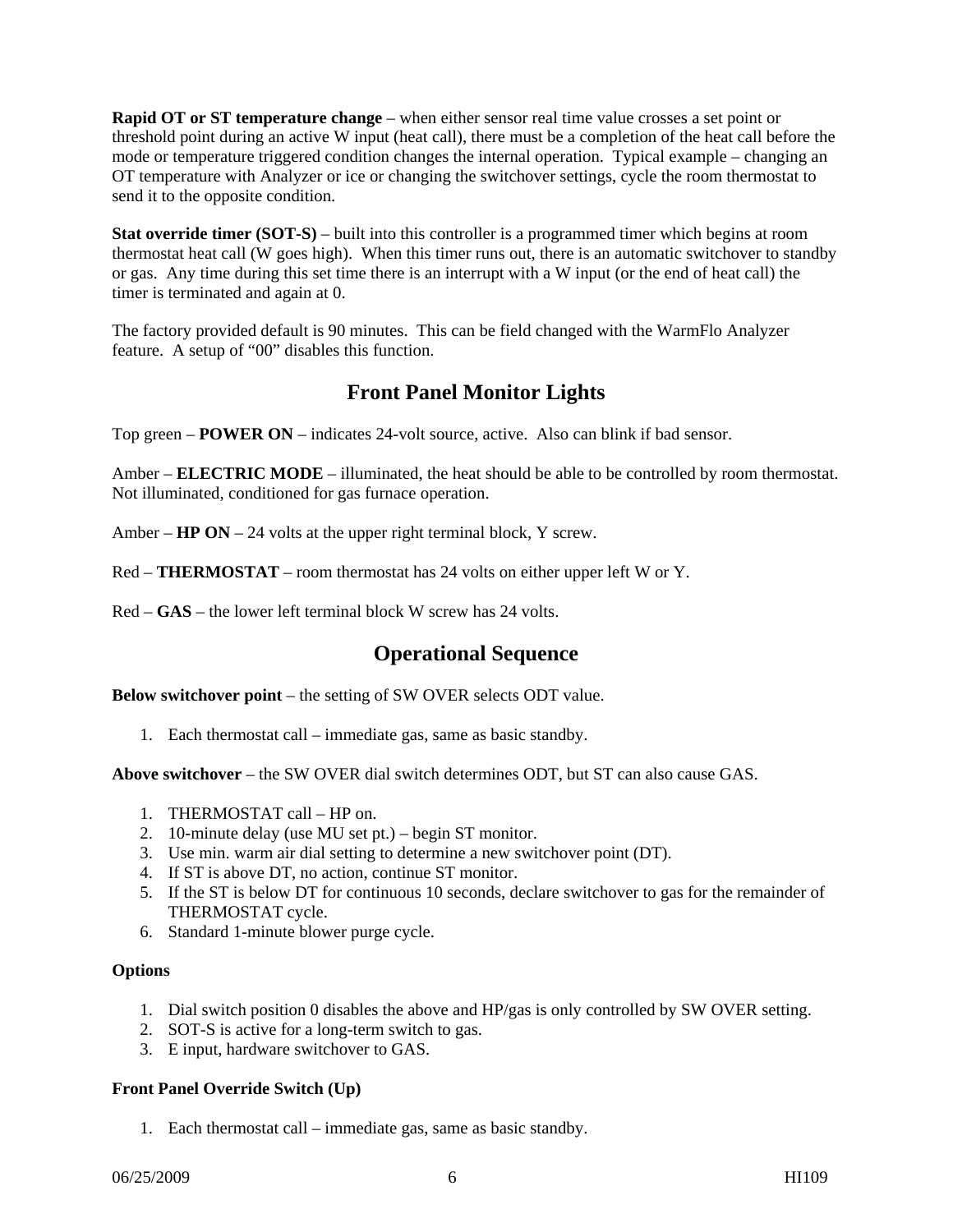**Rapid OT or ST temperature change** – when either sensor real time value crosses a set point or threshold point during an active W input (heat call), there must be a completion of the heat call before the mode or temperature triggered condition changes the internal operation. Typical example – changing an OT temperature with Analyzer or ice or changing the switchover settings, cycle the room thermostat to send it to the opposite condition.

**Stat override timer (SOT-S)** – built into this controller is a programmed timer which begins at room thermostat heat call (W goes high). When this timer runs out, there is an automatic switchover to standby or gas. Any time during this set time there is an interrupt with a W input (or the end of heat call) the timer is terminated and again at 0.

The factory provided default is 90 minutes. This can be field changed with the WarmFlo Analyzer feature. A setup of "00" disables this function.

## Front Panel Monitor Lights

Top green – **POWER ON** – indicates 24-volt source, active. Also can blink if bad sensor.

Amber – **ELECTRIC MODE** – illuminated, the heat should be able to be controlled by room thermostat. Not illuminated, conditioned for gas furnace operation.

Amber – **HP ON** – 24 volts at the upper right terminal block, Y screw.

Red – **THERMOSTAT** – room thermostat has 24 volts on either upper left W or Y.

Red – **GAS** – the lower left terminal block W screw has 24 volts.

## Operational Sequence

**Below switchover point** – the setting of SW OVER selects ODT value.

1. Each thermostat call – immediate gas, same as basic standby.

**Above switchover** – the SW OVER dial switch determines ODT, but ST can also cause GAS.

1. THERMOSTAT call – HP on.
2. 10-minute delay (use MU set pt.) – begin ST monitor.
3. Use min. warm air dial setting to determine a new switchover point (DT).
4. If ST is above DT, no action, continue ST monitor.
5. If the ST is below DT for continuous 10 seconds, declare switchover to gas for the remainder of THERMOSTAT cycle.
6. Standard 1-minute blower purge cycle.

**Options**

1. Dial switch position 0 disables the above and HP/gas is only controlled by SW OVER setting.
2. SOT-S is active for a long-term switch to gas.
3. E input, hardware switchover to GAS.

**Front Panel Override Switch (Up)**

1. Each thermostat call – immediate gas, same as basic standby.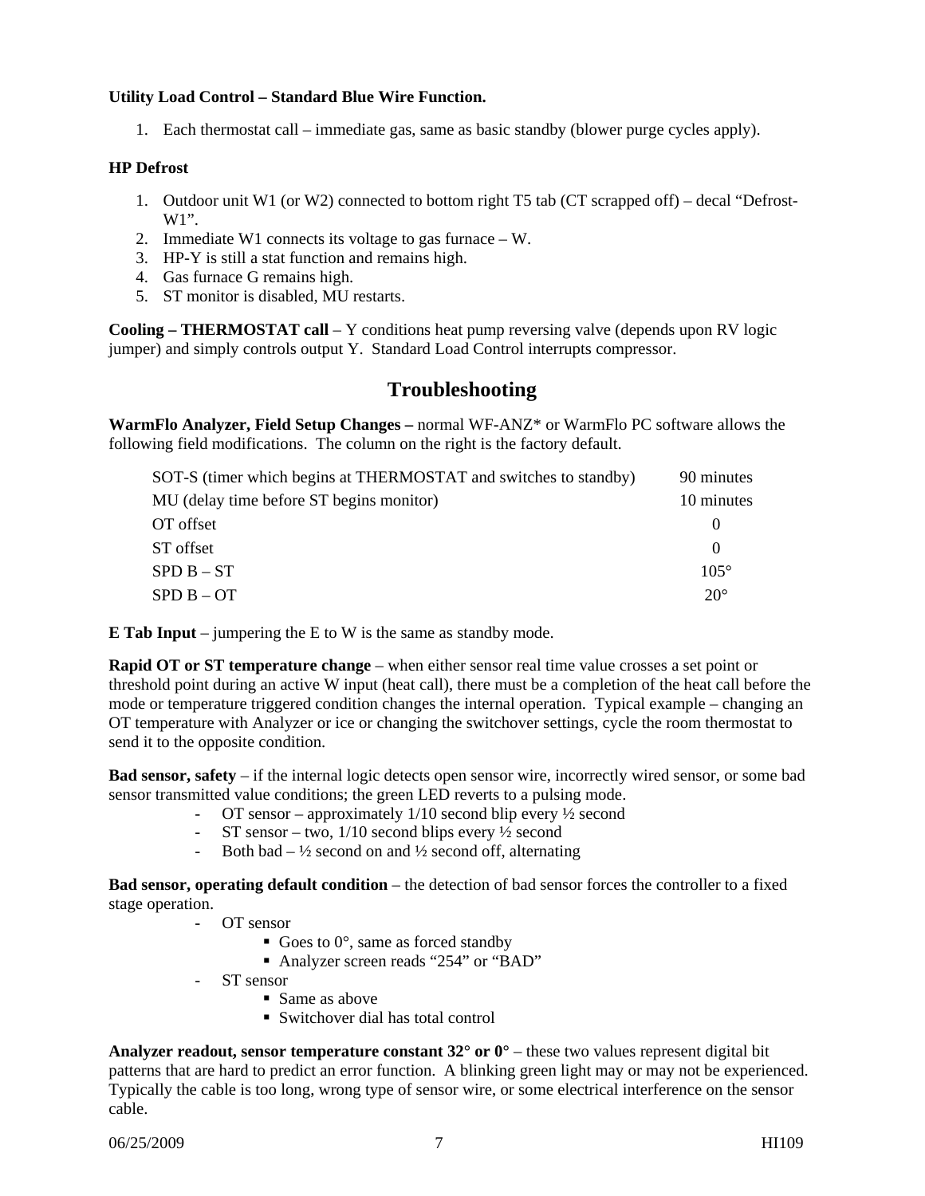**Utility Load Control – Standard Blue Wire Function.**

1. Each thermostat call – immediate gas, same as basic standby (blower purge cycles apply).

**HP Defrost**

1. Outdoor unit W1 (or W2) connected to bottom right T5 tab (CT scrapped off) – decal "Defrost-W1".
2. Immediate W1 connects its voltage to gas furnace – W.
3. HP-Y is still a stat function and remains high.
4. Gas furnace G remains high.
5. ST monitor is disabled, MU restarts.

**Cooling – THERMOSTAT call** – Y conditions heat pump reversing valve (depends upon RV logic jumper) and simply controls output Y. Standard Load Control interrupts compressor.

## Troubleshooting

**WarmFlo Analyzer, Field Setup Changes –** normal WF-ANZ* or WarmFlo PC software allows the following field modifications. The column on the right is the factory default.

| | |
|---|---|
| SOT-S (timer which begins at THERMOSTAT and switches to standby) | 90 minutes |
| MU (delay time before ST begins monitor) | 10 minutes |
| OT offset | 0 |
| ST offset | 0 |
| SPD B – ST | 105° |
| SPD B – OT | 20° |

**E Tab Input** – jumpering the E to W is the same as standby mode.

**Rapid OT or ST temperature change** – when either sensor real time value crosses a set point or threshold point during an active W input (heat call), there must be a completion of the heat call before the mode or temperature triggered condition changes the internal operation. Typical example – changing an OT temperature with Analyzer or ice or changing the switchover settings, cycle the room thermostat to send it to the opposite condition.

**Bad sensor, safety** – if the internal logic detects open sensor wire, incorrectly wired sensor, or some bad sensor transmitted value conditions; the green LED reverts to a pulsing mode.

- OT sensor – approximately 1/10 second blip every ½ second
- ST sensor – two, 1/10 second blips every ½ second
- Both bad – ½ second on and ½ second off, alternating

**Bad sensor, operating default condition** – the detection of bad sensor forces the controller to a fixed stage operation.

- OT sensor
  - Goes to 0°, same as forced standby
  - Analyzer screen reads "254" or "BAD"
- ST sensor
  - Same as above
  - Switchover dial has total control

**Analyzer readout, sensor temperature constant 32° or 0°** – these two values represent digital bit patterns that are hard to predict an error function. A blinking green light may or may not be experienced. Typically the cable is too long, wrong type of sensor wire, or some electrical interference on the sensor cable.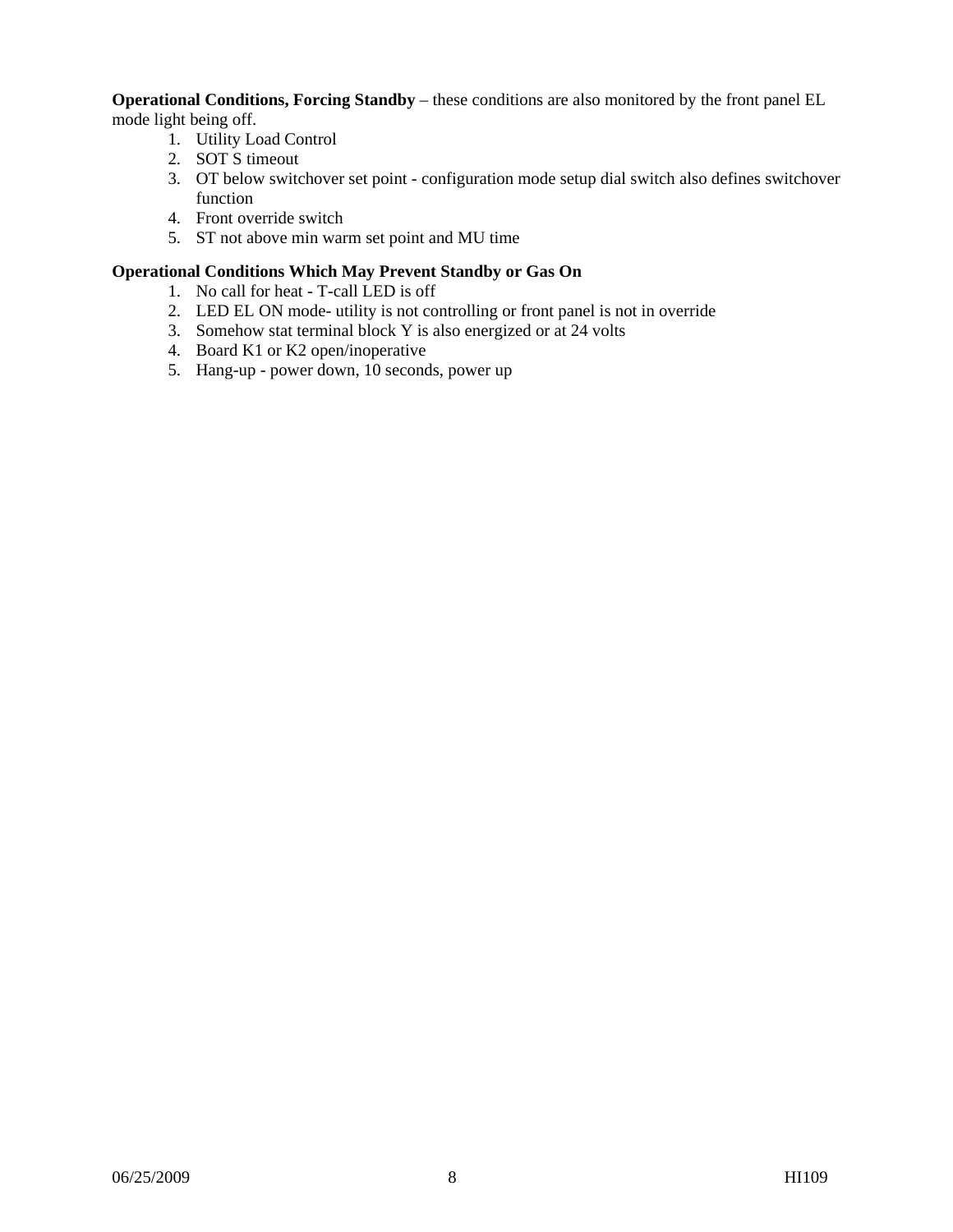**Operational Conditions, Forcing Standby** – these conditions are also monitored by the front panel EL mode light being off.

1. Utility Load Control
2. SOT S timeout
3. OT below switchover set point - configuration mode setup dial switch also defines switchover function
4. Front override switch
5. ST not above min warm set point and MU time

**Operational Conditions Which May Prevent Standby or Gas On**

1. No call for heat - T-call LED is off
2. LED EL ON mode- utility is not controlling or front panel is not in override
3. Somehow stat terminal block Y is also energized or at 24 volts
4. Board K1 or K2 open/inoperative
5. Hang-up - power down, 10 seconds, power up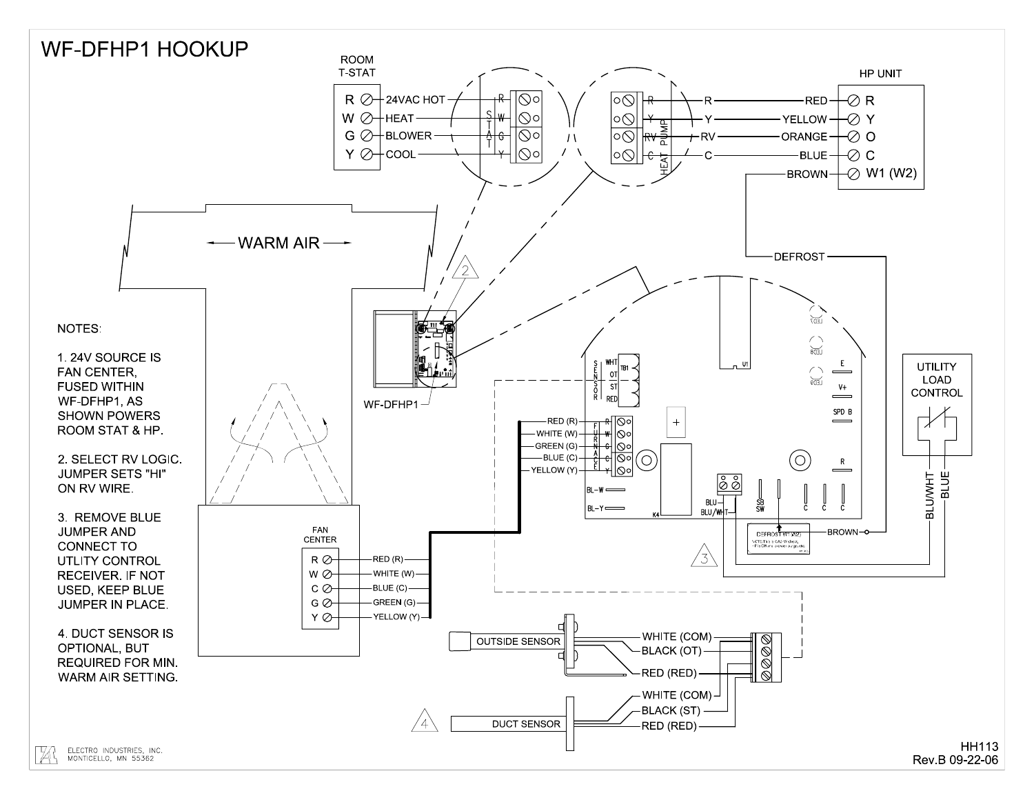# WF-DFHP1 HOOKUP

ROOM T-STAT

| Terminal | Function |
|---|---|
| R | 24VAC HOT |
| W | HEAT |
| G | BLOWER |
| Y | COOL |

HP UNIT

| Wire | Terminal |
|---|---|
| R — RED | R |
| Y — YELLOW | Y |
| RV — ORANGE | O |
| C — BLUE | C |
| DEFROST — BROWN | W1 (W2) |

FAN CENTER

| Terminal | Wire |
|---|---|
| R | RED (R) |
| W | WHITE (W) |
| C | BLUE (C) |
| G | GREEN (G) |
| Y | YELLOW (Y) |

OUTSIDE SENSOR: WHITE (COM), BLACK (OT), RED (RED)

DUCT SENSOR: WHITE (COM), BLACK (ST), RED (RED)

UTILITY LOAD CONTROL: BLU/WHT, BLUE

WARM AIR

WF-DFHP1

NOTES:

1. 24V SOURCE IS FAN CENTER, FUSED WITHIN WF-DFHP1, AS SHOWN POWERS ROOM STAT & HP.

2. SELECT RV LOGIC. JUMPER SETS "HI" ON RV WIRE.

3. REMOVE BLUE JUMPER AND CONNECT TO UTILITY CONTROL RECEIVER. IF NOT USED, KEEP BLUE JUMPER IN PLACE.

4. DUCT SENSOR IS OPTIONAL, BUT REQUIRED FOR MIN. WARM AIR SETTING.

ELECTRO INDUSTRIES, INC.
MONTICELLO, MN 55362

HH113
Rev.B 09-22-06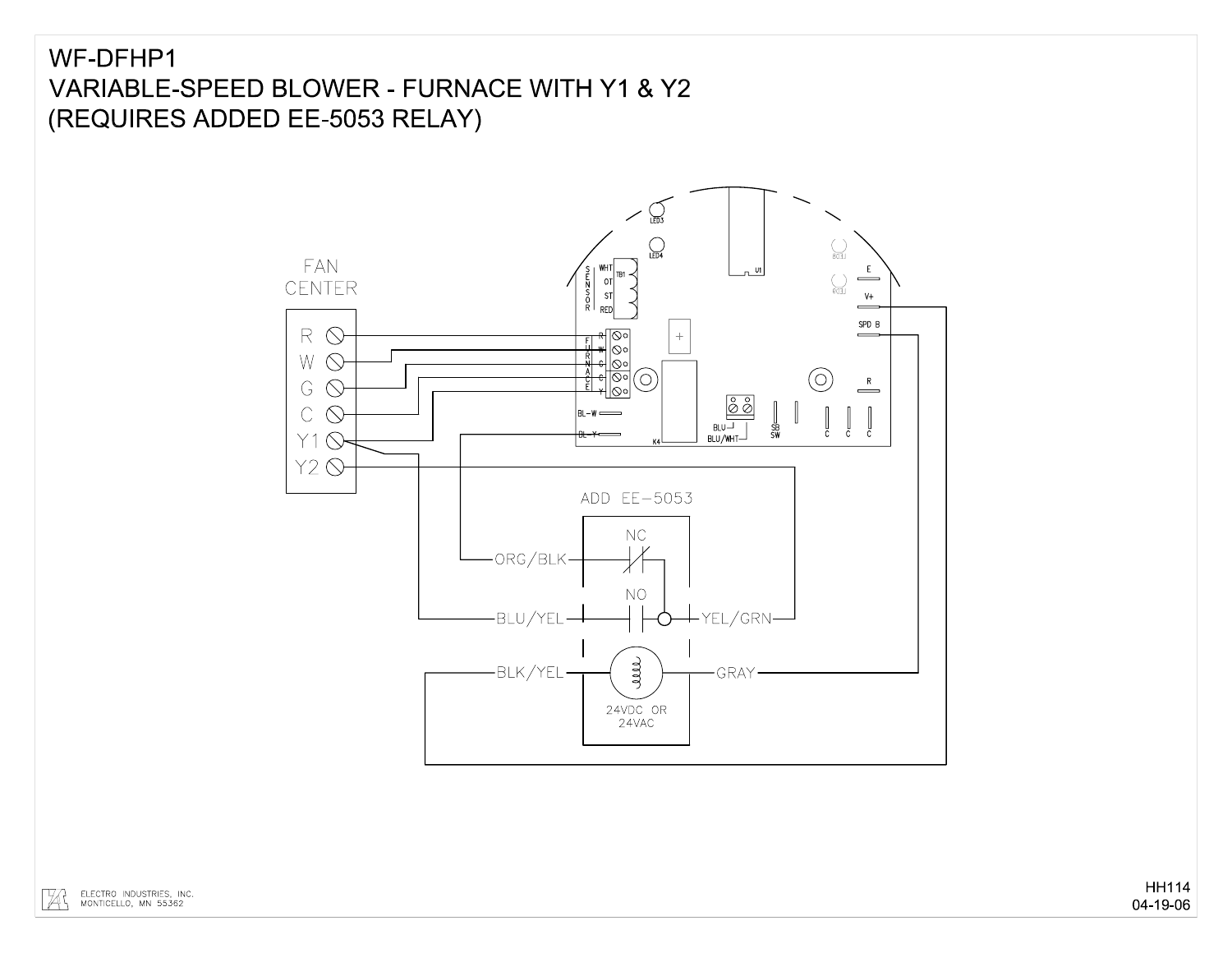# WF-DFHP1
# VARIABLE-SPEED BLOWER - FURNACE WITH Y1 & Y2
# (REQUIRES ADDED EE-5053 RELAY)

FAN CENTER

R
W
G
C
Y1
Y2

SENSOR: WHT, OT, ST, RED — TB1

FURNACE: R, W, G, C, Y

LED3, LED4, U1, LED1, LED2, E, V+, SPD B, R, K4, BL-W, BL-Y, BLU, BLU/WHT, SB SW, C, C, C

ADD EE-5053

ORG/BLK — NC

BLU/YEL — NO — YEL/GRN

BLK/YEL — 24VDC OR 24VAC — GRAY

ELECTRO INDUSTRIES, INC.
MONTICELLO, MN 55362

HH114
04-19-06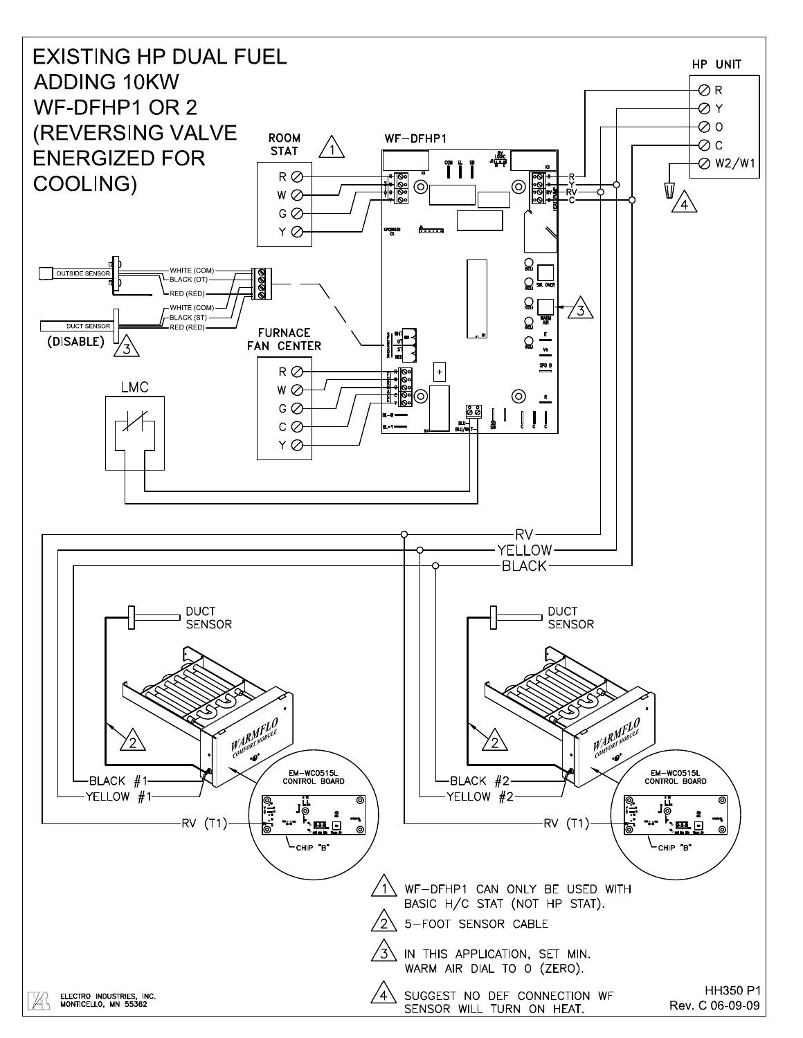# EXISTING HP DUAL FUEL ADDING 10KW WF-DFHP1 OR 2 (REVERSING VALVE ENERGIZED FOR COOLING)

HP UNIT: R, Y, O, C, W2/W1

ROOM STAT (1): R, W, G, Y

WF-DFHP1

OUTSIDE SENSOR: WHITE (COM), BLACK (OT), RED (RED)

DUCT SENSOR (DISABLE) (3): WHITE (COM), BLACK (ST), RED (RED)

FURNACE FAN CENTER: R, W, G, C, Y

LMC

RV, YELLOW, BLACK

DUCT SENSOR — WARMFLO COMFORT MODULE (2): BLACK #1, YELLOW #1, RV (T1) — EM-WC0515L CONTROL BOARD, CHIP "B"

DUCT SENSOR — WARMFLO COMFORT MODULE (2): BLACK #2, YELLOW #2, RV (T1) — EM-WC0515L CONTROL BOARD, CHIP "B"

1. WF-DFHP1 CAN ONLY BE USED WITH BASIC H/C STAT (NOT HP STAT).
2. 5-FOOT SENSOR CABLE
3. IN THIS APPLICATION, SET MIN. WARM AIR DIAL TO 0 (ZERO).
4. SUGGEST NO DEF CONNECTION WF SENSOR WILL TURN ON HEAT.

ELECTRO INDUSTRIES, INC.
MONTICELLO, MN 55362

HH350 P1
Rev. C 06-09-09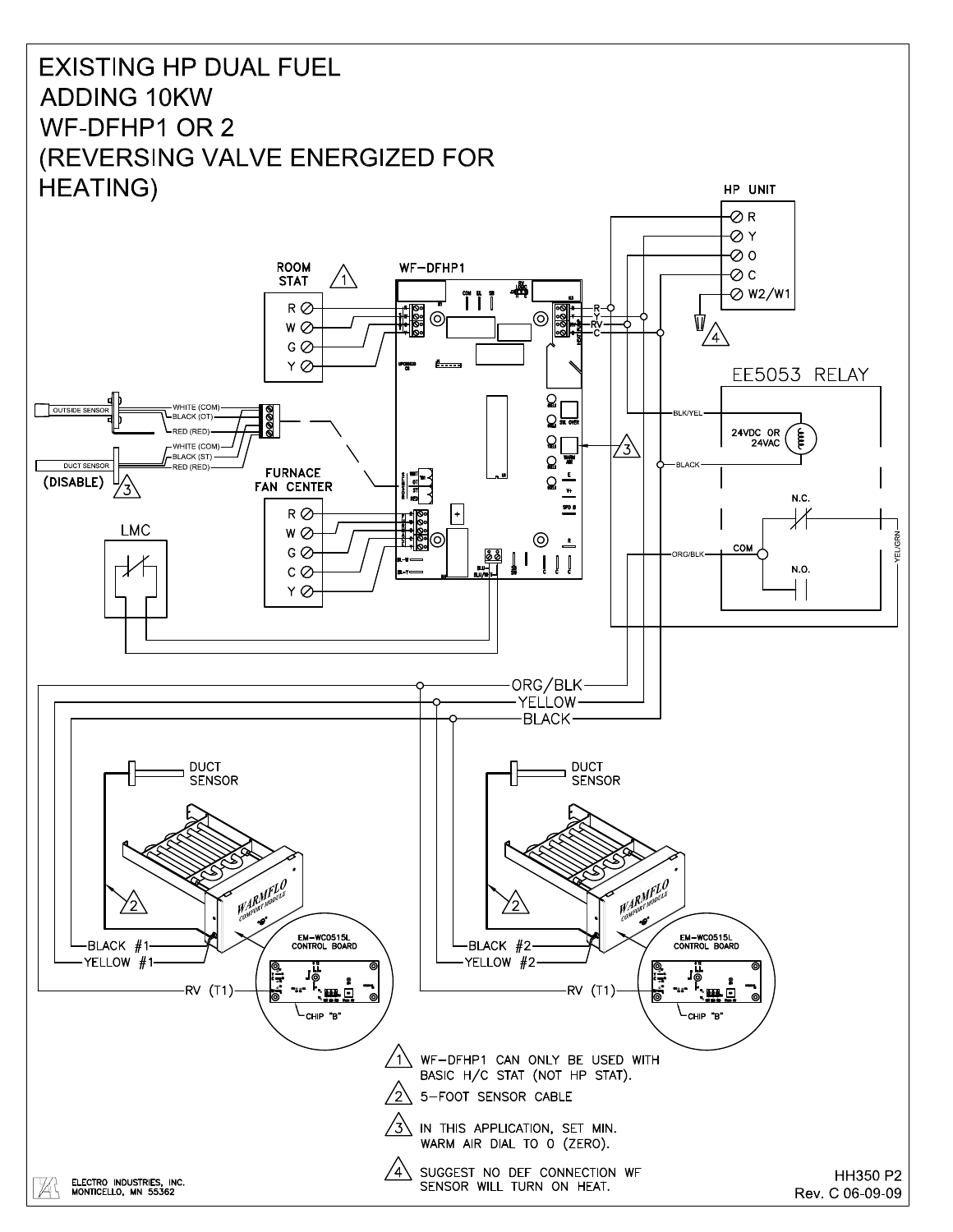# EXISTING HP DUAL FUEL
# ADDING 10KW
# WF-DFHP1 OR 2
# (REVERSING VALVE ENERGIZED FOR HEATING)

HP UNIT: R, Y, O, C, W2/W1

ROOM STAT: R, W, G, Y

WF-DFHP1

OUTSIDE SENSOR: WHITE (COM), BLACK (OT), RED (RED)

DUCT SENSOR: WHITE (COM), BLACK (ST), RED (RED)

(DISABLE)

FURNACE FAN CENTER: R, W, G, C, Y

LMC

EE5053 RELAY: BLK/YEL, BLACK, 24VDC OR 24VAC, N.C., COM, N.O., ORG/BLK, YEL/GRN

ORG/BLK, YELLOW, BLACK

DUCT SENSOR, BLACK #1, YELLOW #1, RV (T1), EM-WC0515L CONTROL BOARD, CHIP "B"

DUCT SENSOR, BLACK #2, YELLOW #2, RV (T1), EM-WC0515L CONTROL BOARD, CHIP "B"

1. WF-DFHP1 CAN ONLY BE USED WITH BASIC H/C STAT (NOT HP STAT).
2. 5-FOOT SENSOR CABLE
3. IN THIS APPLICATION, SET MIN. WARM AIR DIAL TO 0 (ZERO).
4. SUGGEST NO DEF CONNECTION WF SENSOR WILL TURN ON HEAT.

ELECTRO INDUSTRIES, INC.
MONTICELLO, MN 55362

HH350 P2
Rev. C 06-09-09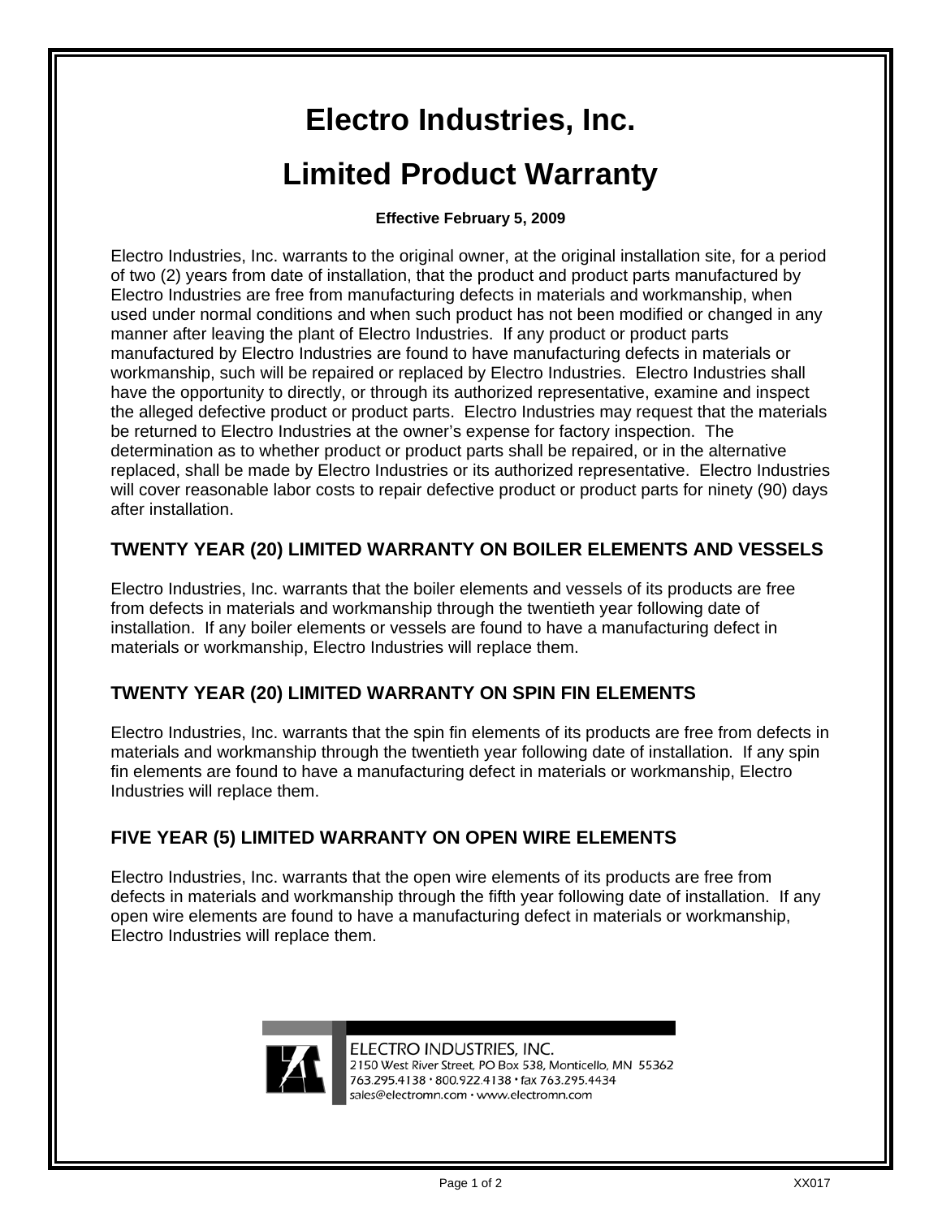# Electro Industries, Inc.

# Limited Product Warranty

**Effective February 5, 2009**

Electro Industries, Inc. warrants to the original owner, at the original installation site, for a period of two (2) years from date of installation, that the product and product parts manufactured by Electro Industries are free from manufacturing defects in materials and workmanship, when used under normal conditions and when such product has not been modified or changed in any manner after leaving the plant of Electro Industries. If any product or product parts manufactured by Electro Industries are found to have manufacturing defects in materials or workmanship, such will be repaired or replaced by Electro Industries. Electro Industries shall have the opportunity to directly, or through its authorized representative, examine and inspect the alleged defective product or product parts. Electro Industries may request that the materials be returned to Electro Industries at the owner's expense for factory inspection. The determination as to whether product or product parts shall be repaired, or in the alternative replaced, shall be made by Electro Industries or its authorized representative. Electro Industries will cover reasonable labor costs to repair defective product or product parts for ninety (90) days after installation.

## TWENTY YEAR (20) LIMITED WARRANTY ON BOILER ELEMENTS AND VESSELS

Electro Industries, Inc. warrants that the boiler elements and vessels of its products are free from defects in materials and workmanship through the twentieth year following date of installation. If any boiler elements or vessels are found to have a manufacturing defect in materials or workmanship, Electro Industries will replace them.

## TWENTY YEAR (20) LIMITED WARRANTY ON SPIN FIN ELEMENTS

Electro Industries, Inc. warrants that the spin fin elements of its products are free from defects in materials and workmanship through the twentieth year following date of installation. If any spin fin elements are found to have a manufacturing defect in materials or workmanship, Electro Industries will replace them.

## FIVE YEAR (5) LIMITED WARRANTY ON OPEN WIRE ELEMENTS

Electro Industries, Inc. warrants that the open wire elements of its products are free from defects in materials and workmanship through the fifth year following date of installation. If any open wire elements are found to have a manufacturing defect in materials or workmanship, Electro Industries will replace them.

ELECTRO INDUSTRIES, INC.
2150 West River Street, PO Box 538, Monticello, MN 55362
763.295.4138 • 800.922.4138 • fax 763.295.4434
sales@electromn.com • www.electromn.com

XX017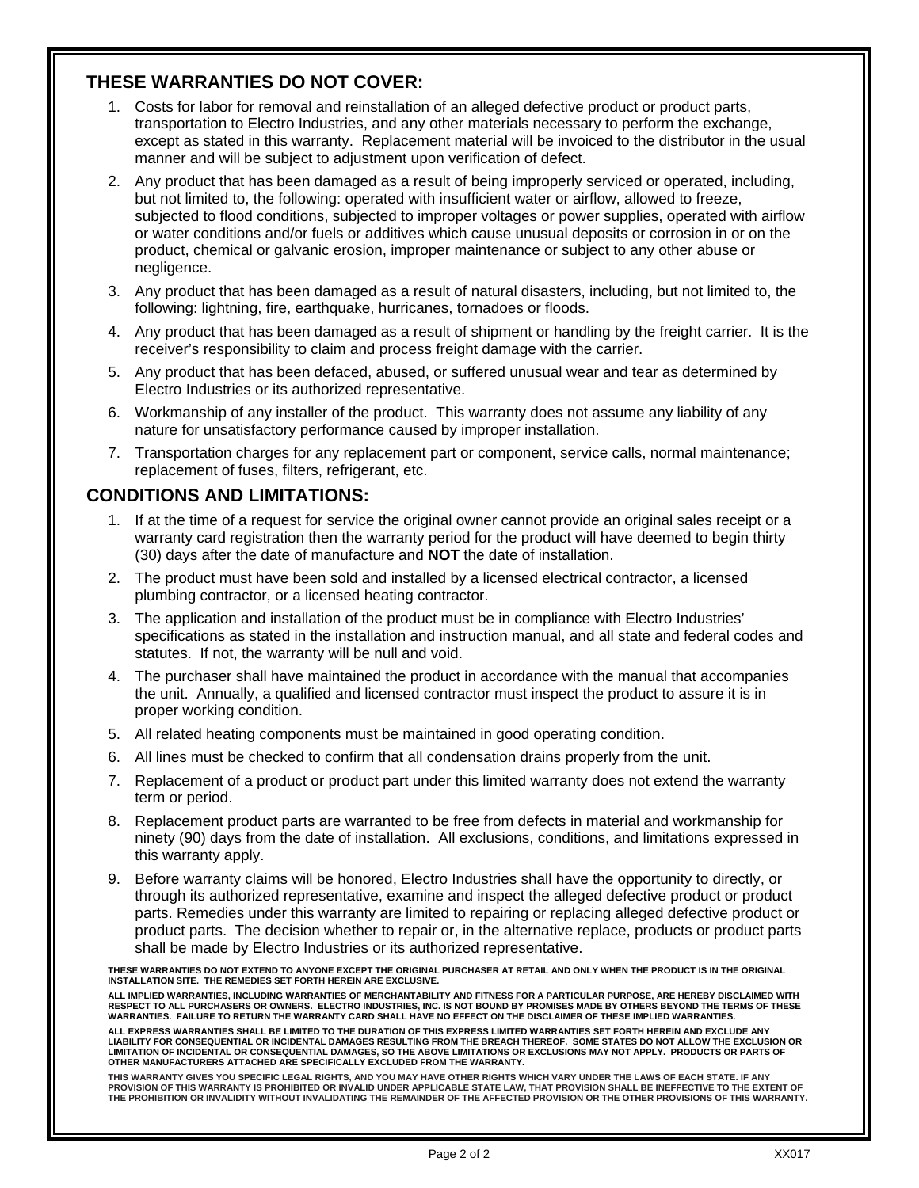## THESE WARRANTIES DO NOT COVER:

1. Costs for labor for removal and reinstallation of an alleged defective product or product parts, transportation to Electro Industries, and any other materials necessary to perform the exchange, except as stated in this warranty. Replacement material will be invoiced to the distributor in the usual manner and will be subject to adjustment upon verification of defect.
2. Any product that has been damaged as a result of being improperly serviced or operated, including, but not limited to, the following: operated with insufficient water or airflow, allowed to freeze, subjected to flood conditions, subjected to improper voltages or power supplies, operated with airflow or water conditions and/or fuels or additives which cause unusual deposits or corrosion in or on the product, chemical or galvanic erosion, improper maintenance or subject to any other abuse or negligence.
3. Any product that has been damaged as a result of natural disasters, including, but not limited to, the following: lightning, fire, earthquake, hurricanes, tornadoes or floods.
4. Any product that has been damaged as a result of shipment or handling by the freight carrier. It is the receiver's responsibility to claim and process freight damage with the carrier.
5. Any product that has been defaced, abused, or suffered unusual wear and tear as determined by Electro Industries or its authorized representative.
6. Workmanship of any installer of the product. This warranty does not assume any liability of any nature for unsatisfactory performance caused by improper installation.
7. Transportation charges for any replacement part or component, service calls, normal maintenance; replacement of fuses, filters, refrigerant, etc.

## CONDITIONS AND LIMITATIONS:

1. If at the time of a request for service the original owner cannot provide an original sales receipt or a warranty card registration then the warranty period for the product will have deemed to begin thirty (30) days after the date of manufacture and **NOT** the date of installation.
2. The product must have been sold and installed by a licensed electrical contractor, a licensed plumbing contractor, or a licensed heating contractor.
3. The application and installation of the product must be in compliance with Electro Industries' specifications as stated in the installation and instruction manual, and all state and federal codes and statutes. If not, the warranty will be null and void.
4. The purchaser shall have maintained the product in accordance with the manual that accompanies the unit. Annually, a qualified and licensed contractor must inspect the product to assure it is in proper working condition.
5. All related heating components must be maintained in good operating condition.
6. All lines must be checked to confirm that all condensation drains properly from the unit.
7. Replacement of a product or product part under this limited warranty does not extend the warranty term or period.
8. Replacement product parts are warranted to be free from defects in material and workmanship for ninety (90) days from the date of installation. All exclusions, conditions, and limitations expressed in this warranty apply.
9. Before warranty claims will be honored, Electro Industries shall have the opportunity to directly, or through its authorized representative, examine and inspect the alleged defective product or product parts. Remedies under this warranty are limited to repairing or replacing alleged defective product or product parts. The decision whether to repair or, in the alternative replace, products or product parts shall be made by Electro Industries or its authorized representative.

**THESE WARRANTIES DO NOT EXTEND TO ANYONE EXCEPT THE ORIGINAL PURCHASER AT RETAIL AND ONLY WHEN THE PRODUCT IS IN THE ORIGINAL INSTALLATION SITE. THE REMEDIES SET FORTH HEREIN ARE EXCLUSIVE.**

**ALL IMPLIED WARRANTIES, INCLUDING WARRANTIES OF MERCHANTABILITY AND FITNESS FOR A PARTICULAR PURPOSE, ARE HEREBY DISCLAIMED WITH RESPECT TO ALL PURCHASERS OR OWNERS. ELECTRO INDUSTRIES, INC. IS NOT BOUND BY PROMISES MADE BY OTHERS BEYOND THE TERMS OF THESE WARRANTIES. FAILURE TO RETURN THE WARRANTY CARD SHALL HAVE NO EFFECT ON THE DISCLAIMER OF THESE IMPLIED WARRANTIES.**

**ALL EXPRESS WARRANTIES SHALL BE LIMITED TO THE DURATION OF THIS EXPRESS LIMITED WARRANTIES SET FORTH HEREIN AND EXCLUDE ANY LIABILITY FOR CONSEQUENTIAL OR INCIDENTAL DAMAGES RESULTING FROM THE BREACH THEREOF. SOME STATES DO NOT ALLOW THE EXCLUSION OR LIMITATION OF INCIDENTAL OR CONSEQUENTIAL DAMAGES, SO THE ABOVE LIMITATIONS OR EXCLUSIONS MAY NOT APPLY. PRODUCTS OR PARTS OF OTHER MANUFACTURERS ATTACHED ARE SPECIFICALLY EXCLUDED FROM THE WARRANTY.**

**THIS WARRANTY GIVES YOU SPECIFIC LEGAL RIGHTS, AND YOU MAY HAVE OTHER RIGHTS WHICH VARY UNDER THE LAWS OF EACH STATE. IF ANY PROVISION OF THIS WARRANTY IS PROHIBITED OR INVALID UNDER APPLICABLE STATE LAW, THAT PROVISION SHALL BE INEFFECTIVE TO THE EXTENT OF THE PROHIBITION OR INVALIDITY WITHOUT INVALIDATING THE REMAINDER OF THE AFFECTED PROVISION OR THE OTHER PROVISIONS OF THIS WARRANTY.**

XX017